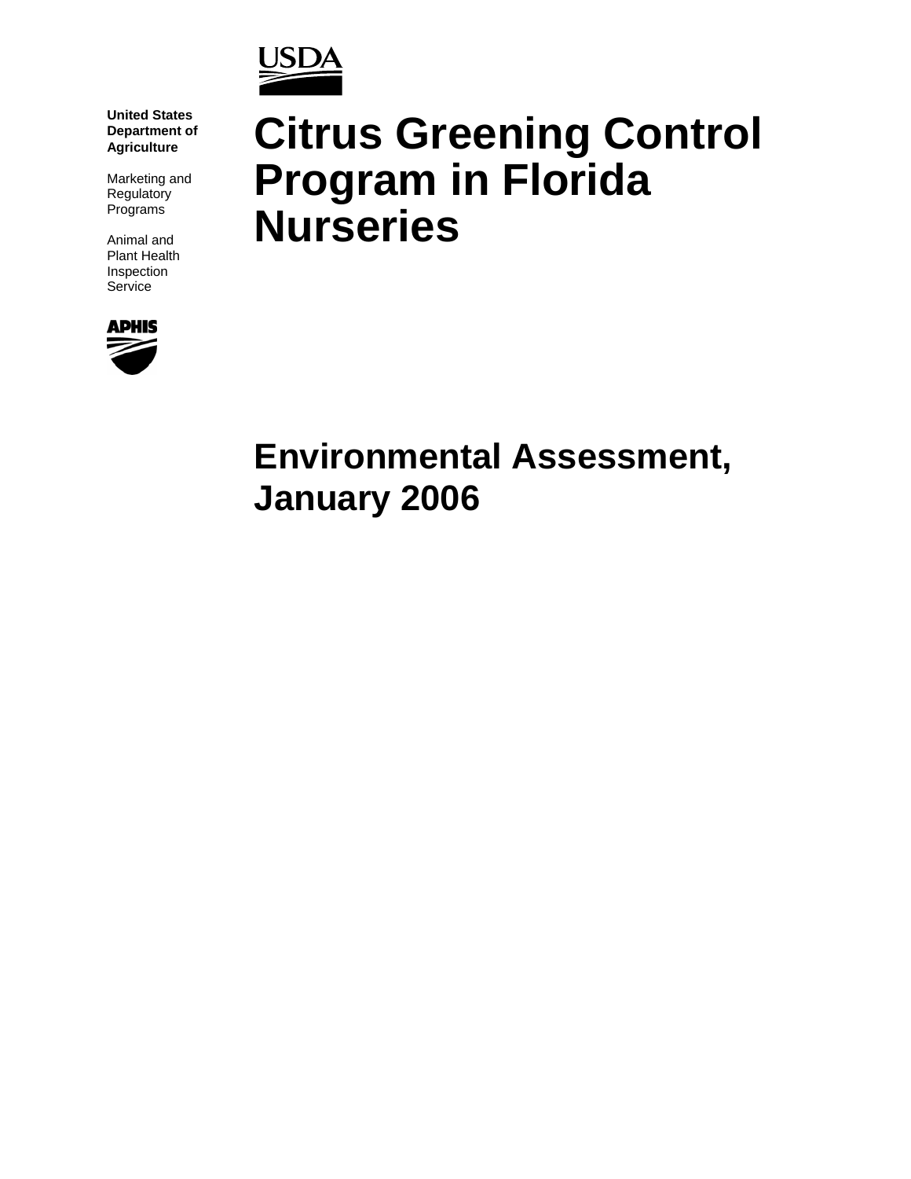**United States Department of Agriculture**

Marketing and Regulatory Programs

Animal and Plant Health Inspection Service

# Citrus Greening Control Program in Florida Nurseries

## Environmental Assessment, January 2006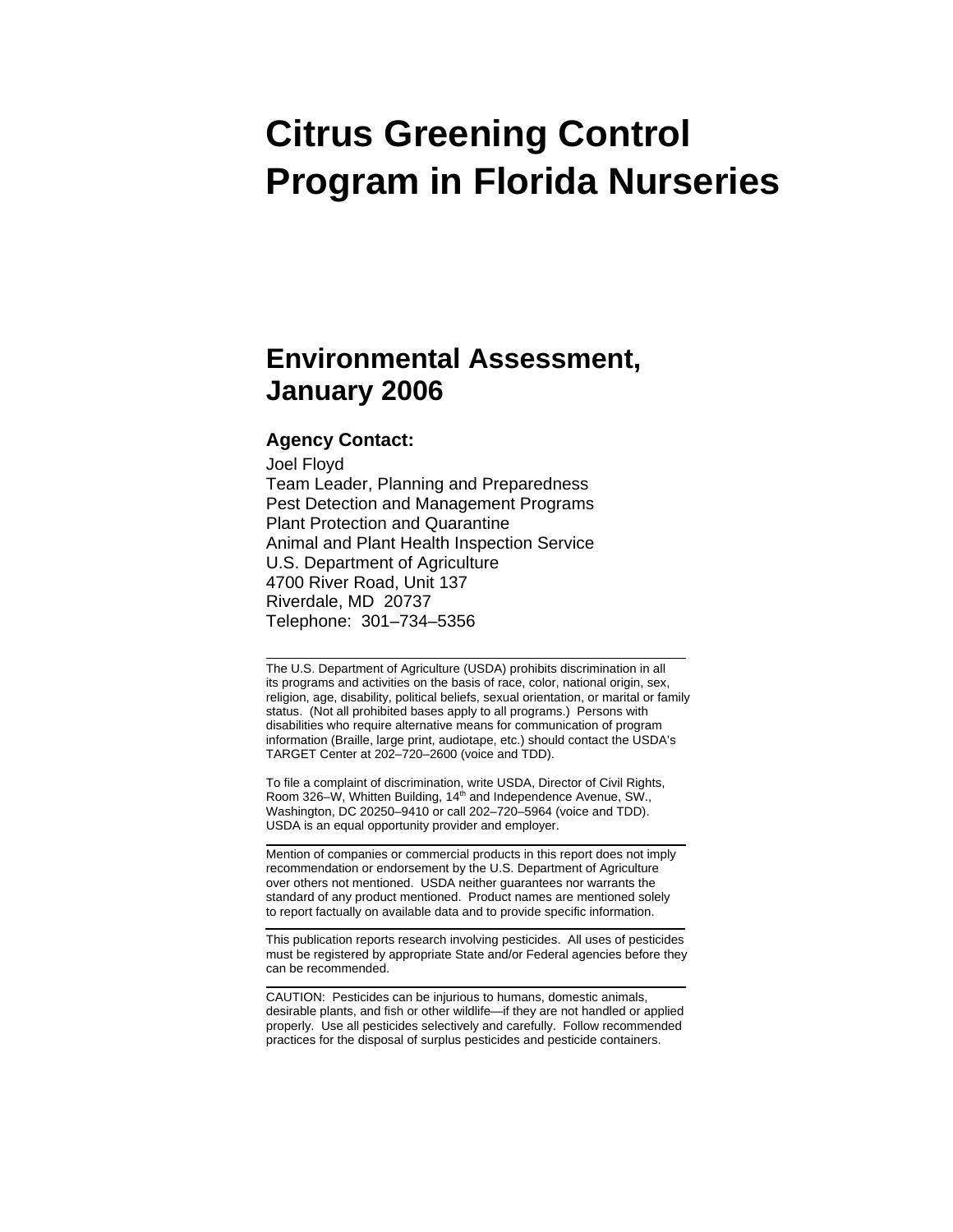# Citrus Greening Control Program in Florida Nurseries

## Environmental Assessment, January 2006

### Agency Contact:

Joel Floyd
Team Leader, Planning and Preparedness
Pest Detection and Management Programs
Plant Protection and Quarantine
Animal and Plant Health Inspection Service
U.S. Department of Agriculture
4700 River Road, Unit 137
Riverdale, MD 20737
Telephone: 301–734–5356

---

The U.S. Department of Agriculture (USDA) prohibits discrimination in all its programs and activities on the basis of race, color, national origin, sex, religion, age, disability, political beliefs, sexual orientation, or marital or family status. (Not all prohibited bases apply to all programs.) Persons with disabilities who require alternative means for communication of program information (Braille, large print, audiotape, etc.) should contact the USDA's TARGET Center at 202–720–2600 (voice and TDD).

To file a complaint of discrimination, write USDA, Director of Civil Rights, Room 326–W, Whitten Building, 14th and Independence Avenue, SW., Washington, DC 20250–9410 or call 202–720–5964 (voice and TDD). USDA is an equal opportunity provider and employer.

---

Mention of companies or commercial products in this report does not imply recommendation or endorsement by the U.S. Department of Agriculture over others not mentioned. USDA neither guarantees nor warrants the standard of any product mentioned. Product names are mentioned solely to report factually on available data and to provide specific information.

---

This publication reports research involving pesticides. All uses of pesticides must be registered by appropriate State and/or Federal agencies before they can be recommended.

---

CAUTION: Pesticides can be injurious to humans, domestic animals, desirable plants, and fish or other wildlife—if they are not handled or applied properly. Use all pesticides selectively and carefully. Follow recommended practices for the disposal of surplus pesticides and pesticide containers.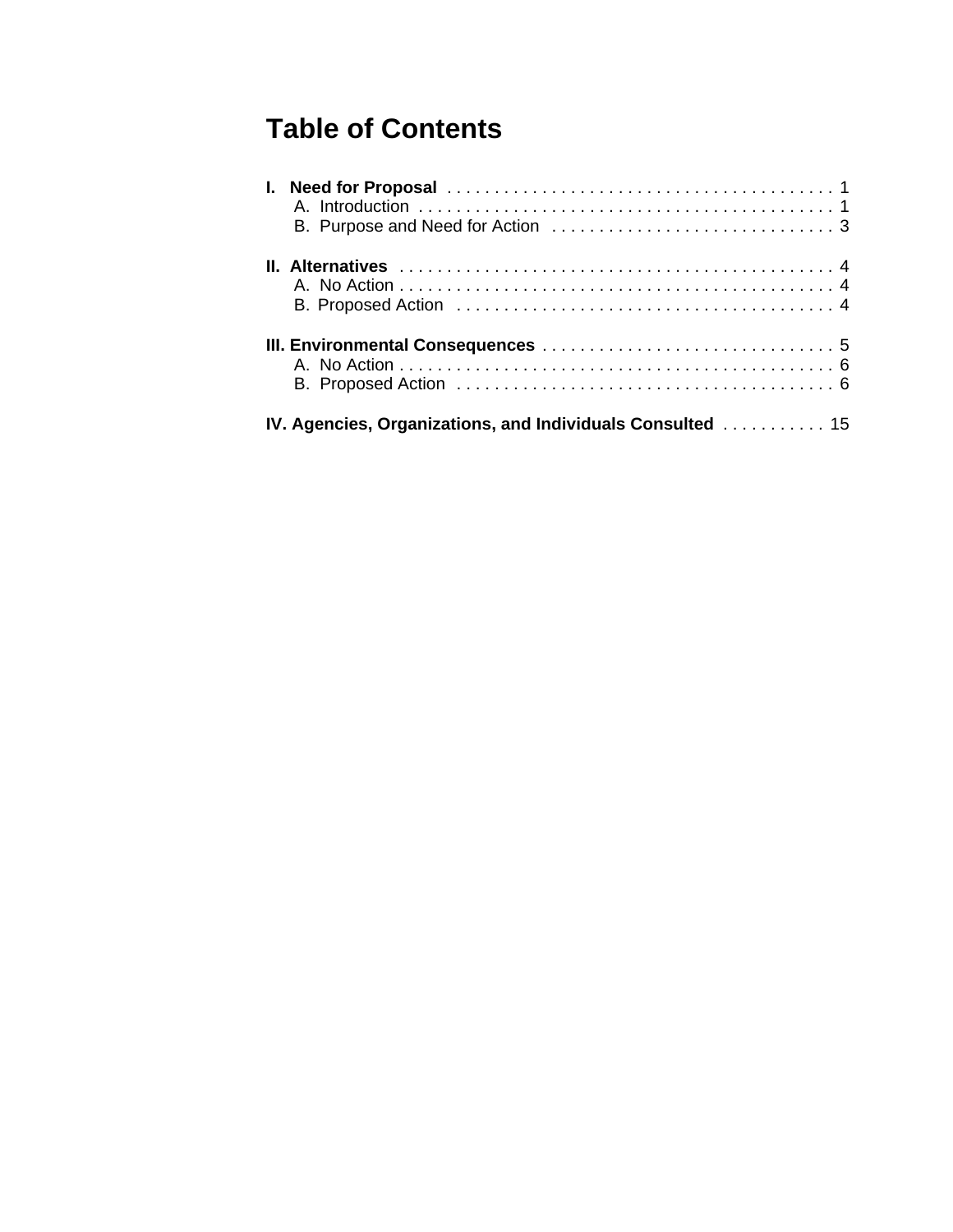# Table of Contents

**I. Need for Proposal** . . . . . . . . . . . . . . . . . . . . . . . . . . . . . . . . . . . . . . . . . 1
  A. Introduction . . . . . . . . . . . . . . . . . . . . . . . . . . . . . . . . . . . . . . . . . . . . 1
  B. Purpose and Need for Action . . . . . . . . . . . . . . . . . . . . . . . . . . . . . . . 3

**II. Alternatives** . . . . . . . . . . . . . . . . . . . . . . . . . . . . . . . . . . . . . . . . . . . . . 4
  A. No Action . . . . . . . . . . . . . . . . . . . . . . . . . . . . . . . . . . . . . . . . . . . . . . 4
  B. Proposed Action . . . . . . . . . . . . . . . . . . . . . . . . . . . . . . . . . . . . . . . . . 4

**III. Environmental Consequences** . . . . . . . . . . . . . . . . . . . . . . . . . . . . . . . 5
  A. No Action . . . . . . . . . . . . . . . . . . . . . . . . . . . . . . . . . . . . . . . . . . . . . . 6
  B. Proposed Action . . . . . . . . . . . . . . . . . . . . . . . . . . . . . . . . . . . . . . . . . 6

**IV. Agencies, Organizations, and Individuals Consulted** . . . . . . . . . . . 15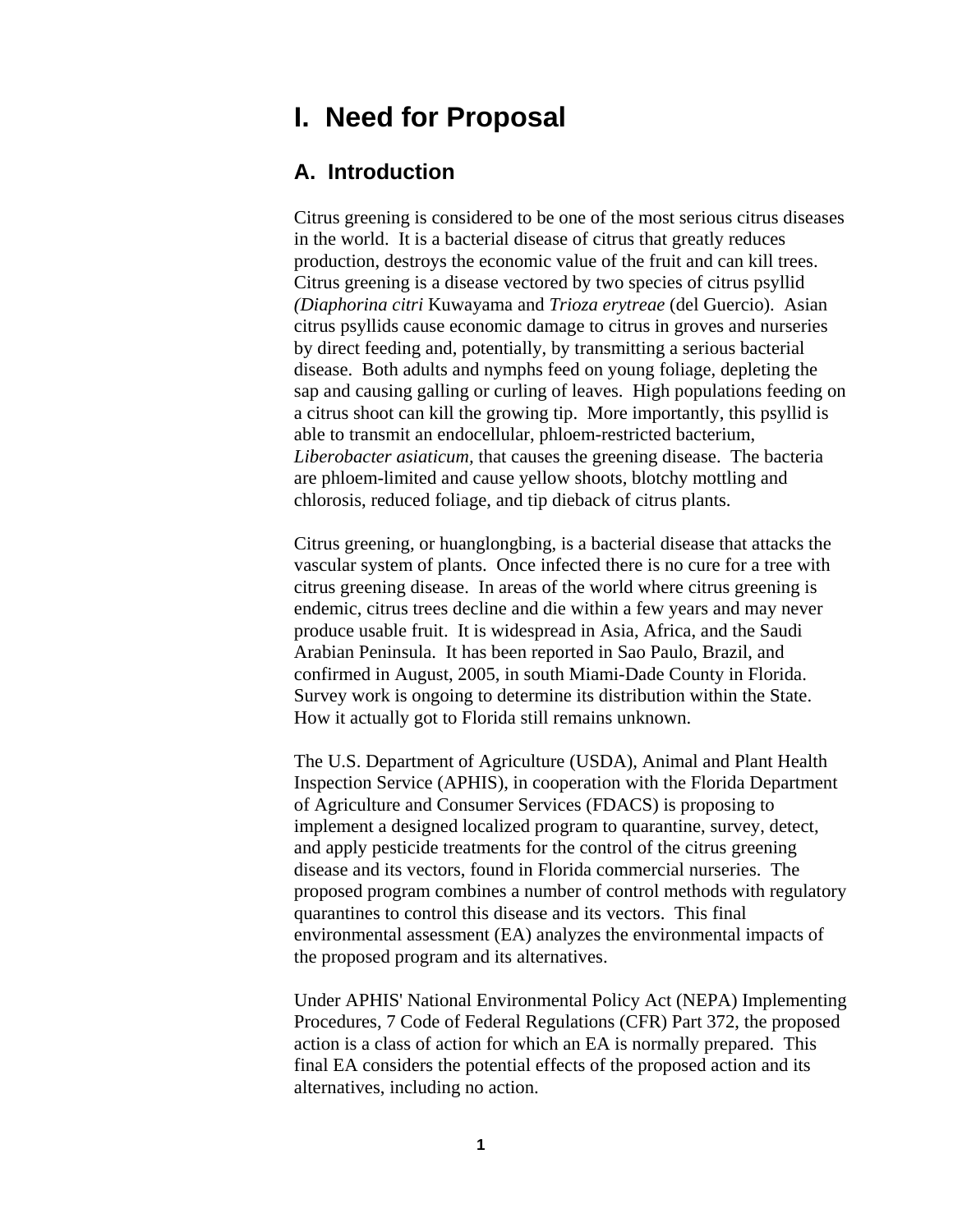# I. Need for Proposal

## A. Introduction

Citrus greening is considered to be one of the most serious citrus diseases in the world. It is a bacterial disease of citrus that greatly reduces production, destroys the economic value of the fruit and can kill trees. Citrus greening is a disease vectored by two species of citrus psyllid *(Diaphorina citri* Kuwayama and *Trioza erytreae* (del Guercio). Asian citrus psyllids cause economic damage to citrus in groves and nurseries by direct feeding and, potentially, by transmitting a serious bacterial disease. Both adults and nymphs feed on young foliage, depleting the sap and causing galling or curling of leaves. High populations feeding on a citrus shoot can kill the growing tip. More importantly, this psyllid is able to transmit an endocellular, phloem-restricted bacterium, *Liberobacter asiaticum*, that causes the greening disease. The bacteria are phloem-limited and cause yellow shoots, blotchy mottling and chlorosis, reduced foliage, and tip dieback of citrus plants.

Citrus greening, or huanglongbing, is a bacterial disease that attacks the vascular system of plants. Once infected there is no cure for a tree with citrus greening disease. In areas of the world where citrus greening is endemic, citrus trees decline and die within a few years and may never produce usable fruit. It is widespread in Asia, Africa, and the Saudi Arabian Peninsula. It has been reported in Sao Paulo, Brazil, and confirmed in August, 2005, in south Miami-Dade County in Florida. Survey work is ongoing to determine its distribution within the State. How it actually got to Florida still remains unknown.

The U.S. Department of Agriculture (USDA), Animal and Plant Health Inspection Service (APHIS), in cooperation with the Florida Department of Agriculture and Consumer Services (FDACS) is proposing to implement a designed localized program to quarantine, survey, detect, and apply pesticide treatments for the control of the citrus greening disease and its vectors, found in Florida commercial nurseries. The proposed program combines a number of control methods with regulatory quarantines to control this disease and its vectors. This final environmental assessment (EA) analyzes the environmental impacts of the proposed program and its alternatives.

Under APHIS' National Environmental Policy Act (NEPA) Implementing Procedures, 7 Code of Federal Regulations (CFR) Part 372, the proposed action is a class of action for which an EA is normally prepared. This final EA considers the potential effects of the proposed action and its alternatives, including no action.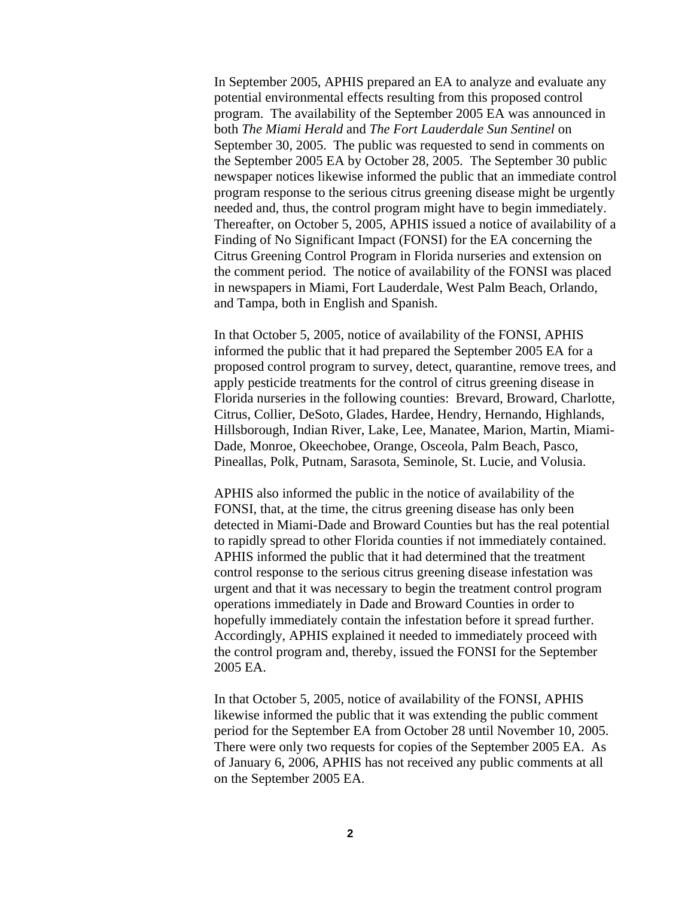In September 2005, APHIS prepared an EA to analyze and evaluate any potential environmental effects resulting from this proposed control program. The availability of the September 2005 EA was announced in both *The Miami Herald* and *The Fort Lauderdale Sun Sentinel* on September 30, 2005. The public was requested to send in comments on the September 2005 EA by October 28, 2005. The September 30 public newspaper notices likewise informed the public that an immediate control program response to the serious citrus greening disease might be urgently needed and, thus, the control program might have to begin immediately. Thereafter, on October 5, 2005, APHIS issued a notice of availability of a Finding of No Significant Impact (FONSI) for the EA concerning the Citrus Greening Control Program in Florida nurseries and extension on the comment period. The notice of availability of the FONSI was placed in newspapers in Miami, Fort Lauderdale, West Palm Beach, Orlando, and Tampa, both in English and Spanish.

In that October 5, 2005, notice of availability of the FONSI, APHIS informed the public that it had prepared the September 2005 EA for a proposed control program to survey, detect, quarantine, remove trees, and apply pesticide treatments for the control of citrus greening disease in Florida nurseries in the following counties: Brevard, Broward, Charlotte, Citrus, Collier, DeSoto, Glades, Hardee, Hendry, Hernando, Highlands, Hillsborough, Indian River, Lake, Lee, Manatee, Marion, Martin, Miami-Dade, Monroe, Okeechobee, Orange, Osceola, Palm Beach, Pasco, Pineallas, Polk, Putnam, Sarasota, Seminole, St. Lucie, and Volusia.

APHIS also informed the public in the notice of availability of the FONSI, that, at the time, the citrus greening disease has only been detected in Miami-Dade and Broward Counties but has the real potential to rapidly spread to other Florida counties if not immediately contained. APHIS informed the public that it had determined that the treatment control response to the serious citrus greening disease infestation was urgent and that it was necessary to begin the treatment control program operations immediately in Dade and Broward Counties in order to hopefully immediately contain the infestation before it spread further. Accordingly, APHIS explained it needed to immediately proceed with the control program and, thereby, issued the FONSI for the September 2005 EA.

In that October 5, 2005, notice of availability of the FONSI, APHIS likewise informed the public that it was extending the public comment period for the September EA from October 28 until November 10, 2005. There were only two requests for copies of the September 2005 EA. As of January 6, 2006, APHIS has not received any public comments at all on the September 2005 EA.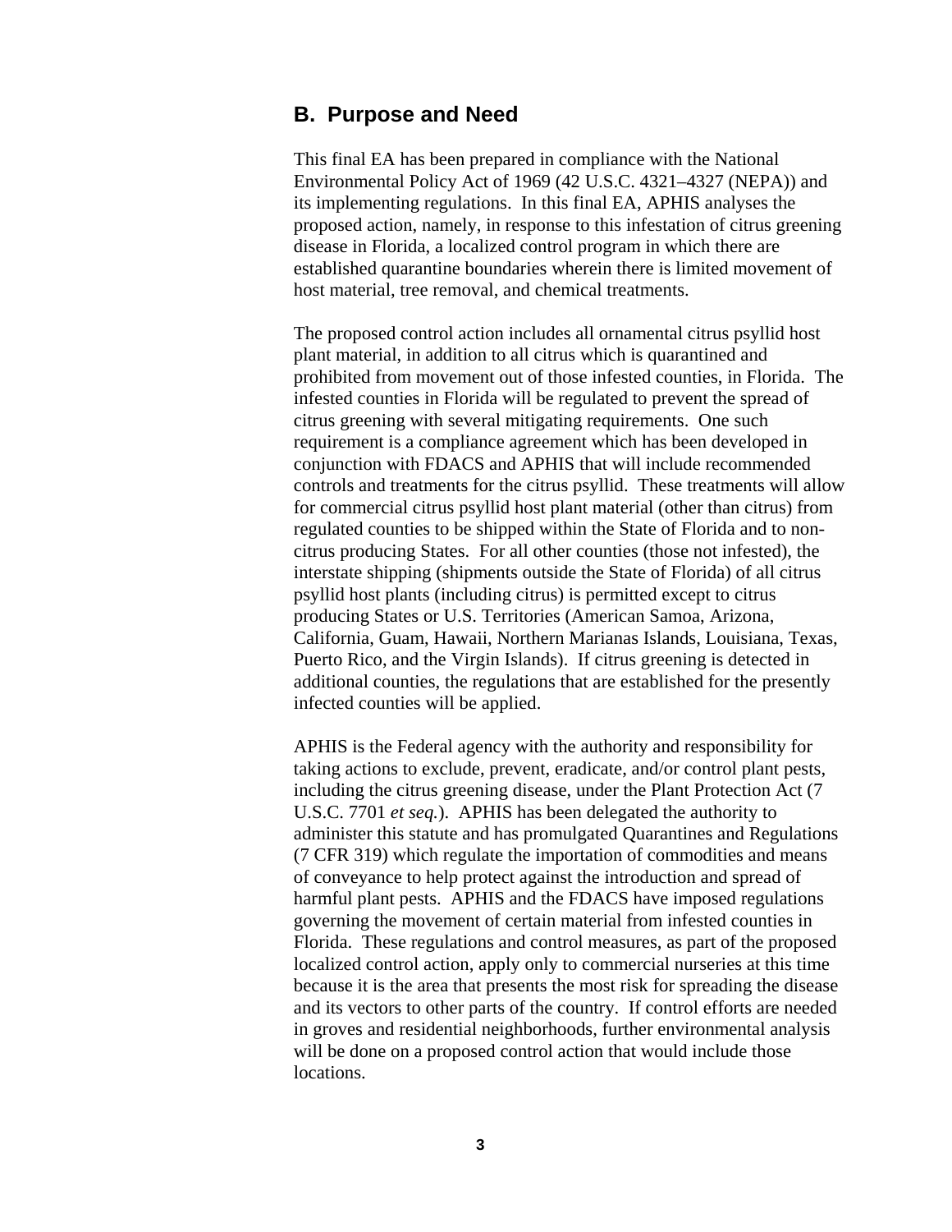## B. Purpose and Need

This final EA has been prepared in compliance with the National Environmental Policy Act of 1969 (42 U.S.C. 4321–4327 (NEPA)) and its implementing regulations. In this final EA, APHIS analyses the proposed action, namely, in response to this infestation of citrus greening disease in Florida, a localized control program in which there are established quarantine boundaries wherein there is limited movement of host material, tree removal, and chemical treatments.

The proposed control action includes all ornamental citrus psyllid host plant material, in addition to all citrus which is quarantined and prohibited from movement out of those infested counties, in Florida. The infested counties in Florida will be regulated to prevent the spread of citrus greening with several mitigating requirements. One such requirement is a compliance agreement which has been developed in conjunction with FDACS and APHIS that will include recommended controls and treatments for the citrus psyllid. These treatments will allow for commercial citrus psyllid host plant material (other than citrus) from regulated counties to be shipped within the State of Florida and to non-citrus producing States. For all other counties (those not infested), the interstate shipping (shipments outside the State of Florida) of all citrus psyllid host plants (including citrus) is permitted except to citrus producing States or U.S. Territories (American Samoa, Arizona, California, Guam, Hawaii, Northern Marianas Islands, Louisiana, Texas, Puerto Rico, and the Virgin Islands). If citrus greening is detected in additional counties, the regulations that are established for the presently infected counties will be applied.

APHIS is the Federal agency with the authority and responsibility for taking actions to exclude, prevent, eradicate, and/or control plant pests, including the citrus greening disease, under the Plant Protection Act (7 U.S.C. 7701 *et seq.*). APHIS has been delegated the authority to administer this statute and has promulgated Quarantines and Regulations (7 CFR 319) which regulate the importation of commodities and means of conveyance to help protect against the introduction and spread of harmful plant pests. APHIS and the FDACS have imposed regulations governing the movement of certain material from infested counties in Florida. These regulations and control measures, as part of the proposed localized control action, apply only to commercial nurseries at this time because it is the area that presents the most risk for spreading the disease and its vectors to other parts of the country. If control efforts are needed in groves and residential neighborhoods, further environmental analysis will be done on a proposed control action that would include those locations.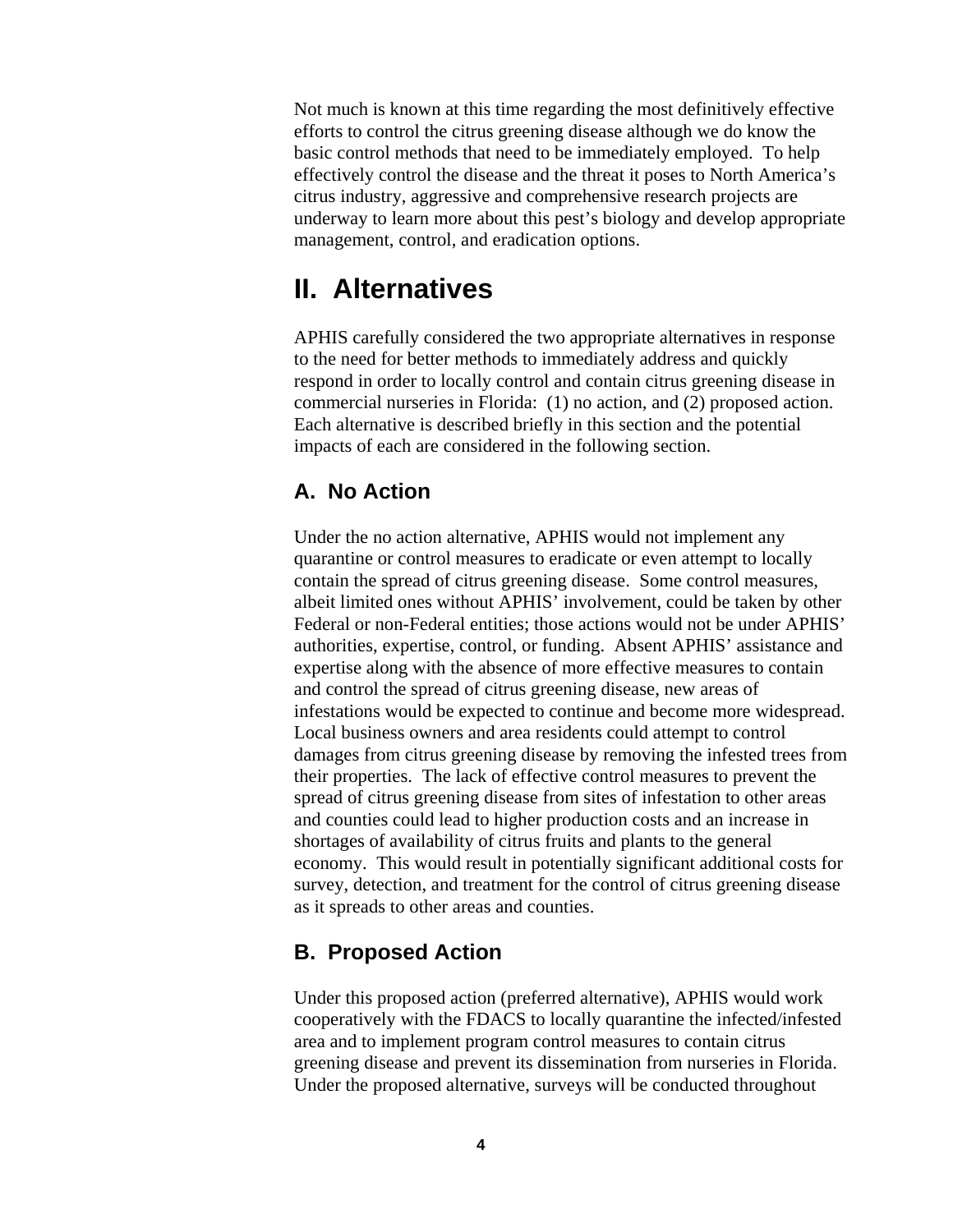Not much is known at this time regarding the most definitively effective efforts to control the citrus greening disease although we do know the basic control methods that need to be immediately employed. To help effectively control the disease and the threat it poses to North America's citrus industry, aggressive and comprehensive research projects are underway to learn more about this pest's biology and develop appropriate management, control, and eradication options.

# II. Alternatives

APHIS carefully considered the two appropriate alternatives in response to the need for better methods to immediately address and quickly respond in order to locally control and contain citrus greening disease in commercial nurseries in Florida: (1) no action, and (2) proposed action. Each alternative is described briefly in this section and the potential impacts of each are considered in the following section.

## A. No Action

Under the no action alternative, APHIS would not implement any quarantine or control measures to eradicate or even attempt to locally contain the spread of citrus greening disease. Some control measures, albeit limited ones without APHIS' involvement, could be taken by other Federal or non-Federal entities; those actions would not be under APHIS' authorities, expertise, control, or funding. Absent APHIS' assistance and expertise along with the absence of more effective measures to contain and control the spread of citrus greening disease, new areas of infestations would be expected to continue and become more widespread. Local business owners and area residents could attempt to control damages from citrus greening disease by removing the infested trees from their properties. The lack of effective control measures to prevent the spread of citrus greening disease from sites of infestation to other areas and counties could lead to higher production costs and an increase in shortages of availability of citrus fruits and plants to the general economy. This would result in potentially significant additional costs for survey, detection, and treatment for the control of citrus greening disease as it spreads to other areas and counties.

## B. Proposed Action

Under this proposed action (preferred alternative), APHIS would work cooperatively with the FDACS to locally quarantine the infected/infested area and to implement program control measures to contain citrus greening disease and prevent its dissemination from nurseries in Florida. Under the proposed alternative, surveys will be conducted throughout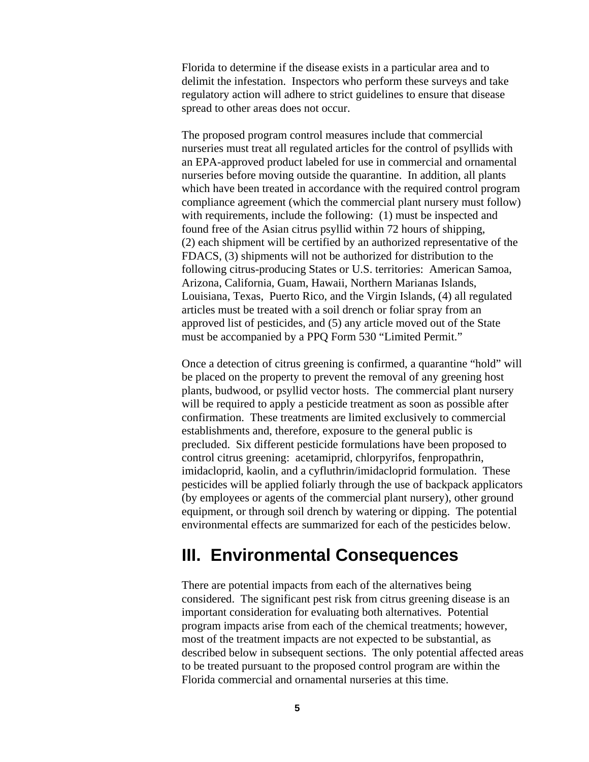Florida to determine if the disease exists in a particular area and to delimit the infestation. Inspectors who perform these surveys and take regulatory action will adhere to strict guidelines to ensure that disease spread to other areas does not occur.

The proposed program control measures include that commercial nurseries must treat all regulated articles for the control of psyllids with an EPA-approved product labeled for use in commercial and ornamental nurseries before moving outside the quarantine. In addition, all plants which have been treated in accordance with the required control program compliance agreement (which the commercial plant nursery must follow) with requirements, include the following: (1) must be inspected and found free of the Asian citrus psyllid within 72 hours of shipping, (2) each shipment will be certified by an authorized representative of the FDACS, (3) shipments will not be authorized for distribution to the following citrus-producing States or U.S. territories: American Samoa, Arizona, California, Guam, Hawaii, Northern Marianas Islands, Louisiana, Texas, Puerto Rico, and the Virgin Islands, (4) all regulated articles must be treated with a soil drench or foliar spray from an approved list of pesticides, and (5) any article moved out of the State must be accompanied by a PPQ Form 530 "Limited Permit."

Once a detection of citrus greening is confirmed, a quarantine "hold" will be placed on the property to prevent the removal of any greening host plants, budwood, or psyllid vector hosts. The commercial plant nursery will be required to apply a pesticide treatment as soon as possible after confirmation. These treatments are limited exclusively to commercial establishments and, therefore, exposure to the general public is precluded. Six different pesticide formulations have been proposed to control citrus greening: acetamiprid, chlorpyrifos, fenpropathrin, imidacloprid, kaolin, and a cyfluthrin/imidacloprid formulation. These pesticides will be applied foliarly through the use of backpack applicators (by employees or agents of the commercial plant nursery), other ground equipment, or through soil drench by watering or dipping. The potential environmental effects are summarized for each of the pesticides below.

# III. Environmental Consequences

There are potential impacts from each of the alternatives being considered. The significant pest risk from citrus greening disease is an important consideration for evaluating both alternatives. Potential program impacts arise from each of the chemical treatments; however, most of the treatment impacts are not expected to be substantial, as described below in subsequent sections. The only potential affected areas to be treated pursuant to the proposed control program are within the Florida commercial and ornamental nurseries at this time.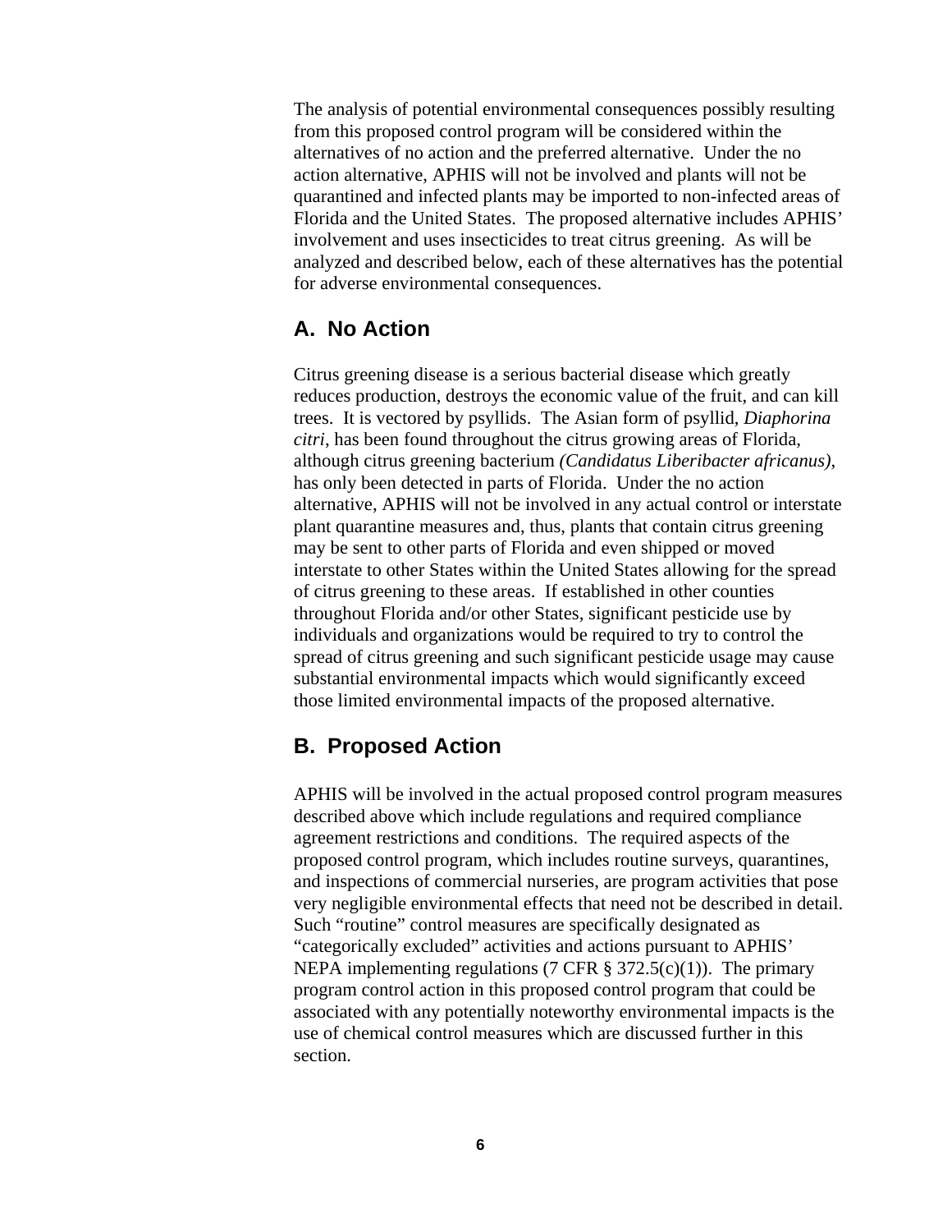The analysis of potential environmental consequences possibly resulting from this proposed control program will be considered within the alternatives of no action and the preferred alternative. Under the no action alternative, APHIS will not be involved and plants will not be quarantined and infected plants may be imported to non-infected areas of Florida and the United States. The proposed alternative includes APHIS' involvement and uses insecticides to treat citrus greening. As will be analyzed and described below, each of these alternatives has the potential for adverse environmental consequences.

## A. No Action

Citrus greening disease is a serious bacterial disease which greatly reduces production, destroys the economic value of the fruit, and can kill trees. It is vectored by psyllids. The Asian form of psyllid, *Diaphorina citri*, has been found throughout the citrus growing areas of Florida, although citrus greening bacterium *(Candidatus Liberibacter africanus)*, has only been detected in parts of Florida. Under the no action alternative, APHIS will not be involved in any actual control or interstate plant quarantine measures and, thus, plants that contain citrus greening may be sent to other parts of Florida and even shipped or moved interstate to other States within the United States allowing for the spread of citrus greening to these areas. If established in other counties throughout Florida and/or other States, significant pesticide use by individuals and organizations would be required to try to control the spread of citrus greening and such significant pesticide usage may cause substantial environmental impacts which would significantly exceed those limited environmental impacts of the proposed alternative.

## B. Proposed Action

APHIS will be involved in the actual proposed control program measures described above which include regulations and required compliance agreement restrictions and conditions. The required aspects of the proposed control program, which includes routine surveys, quarantines, and inspections of commercial nurseries, are program activities that pose very negligible environmental effects that need not be described in detail. Such "routine" control measures are specifically designated as "categorically excluded" activities and actions pursuant to APHIS' NEPA implementing regulations (7 CFR § 372.5(c)(1)). The primary program control action in this proposed control program that could be associated with any potentially noteworthy environmental impacts is the use of chemical control measures which are discussed further in this section.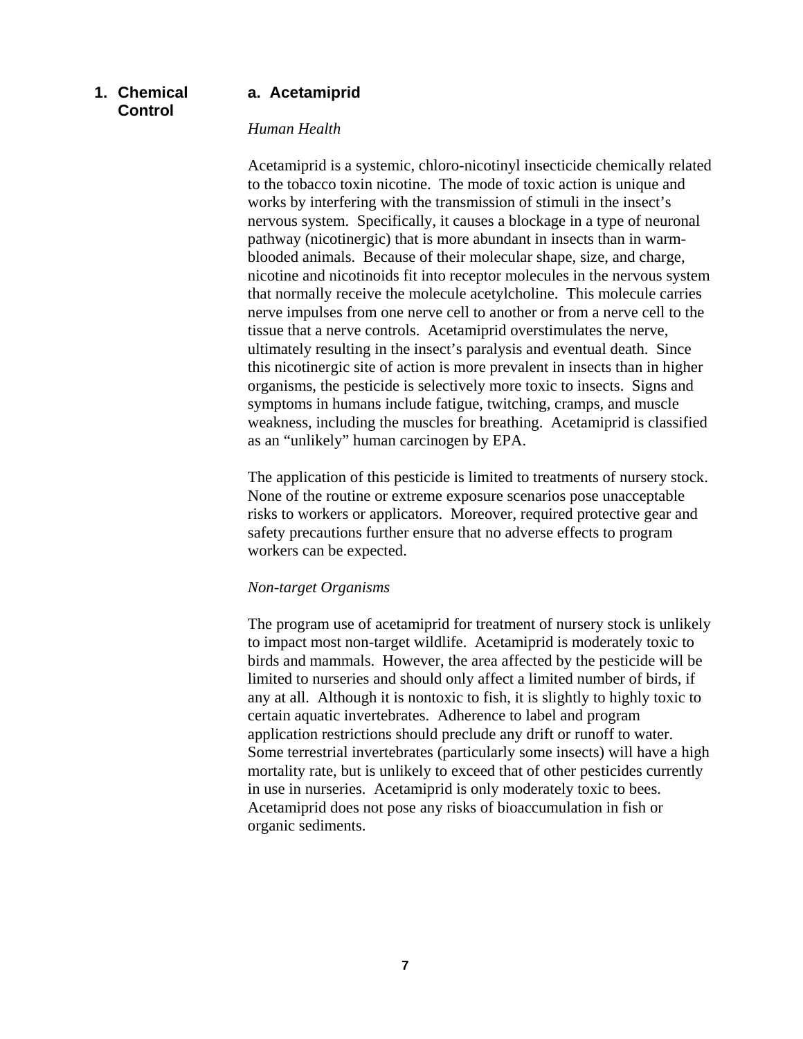## 1. Chemical Control

### a. Acetamiprid

*Human Health*

Acetamiprid is a systemic, chloro-nicotinyl insecticide chemically related to the tobacco toxin nicotine. The mode of toxic action is unique and works by interfering with the transmission of stimuli in the insect's nervous system. Specifically, it causes a blockage in a type of neuronal pathway (nicotinergic) that is more abundant in insects than in warm-blooded animals. Because of their molecular shape, size, and charge, nicotine and nicotinoids fit into receptor molecules in the nervous system that normally receive the molecule acetylcholine. This molecule carries nerve impulses from one nerve cell to another or from a nerve cell to the tissue that a nerve controls. Acetamiprid overstimulates the nerve, ultimately resulting in the insect's paralysis and eventual death. Since this nicotinergic site of action is more prevalent in insects than in higher organisms, the pesticide is selectively more toxic to insects. Signs and symptoms in humans include fatigue, twitching, cramps, and muscle weakness, including the muscles for breathing. Acetamiprid is classified as an "unlikely" human carcinogen by EPA.

The application of this pesticide is limited to treatments of nursery stock. None of the routine or extreme exposure scenarios pose unacceptable risks to workers or applicators. Moreover, required protective gear and safety precautions further ensure that no adverse effects to program workers can be expected.

*Non-target Organisms*

The program use of acetamiprid for treatment of nursery stock is unlikely to impact most non-target wildlife. Acetamiprid is moderately toxic to birds and mammals. However, the area affected by the pesticide will be limited to nurseries and should only affect a limited number of birds, if any at all. Although it is nontoxic to fish, it is slightly to highly toxic to certain aquatic invertebrates. Adherence to label and program application restrictions should preclude any drift or runoff to water. Some terrestrial invertebrates (particularly some insects) will have a high mortality rate, but is unlikely to exceed that of other pesticides currently in use in nurseries. Acetamiprid is only moderately toxic to bees. Acetamiprid does not pose any risks of bioaccumulation in fish or organic sediments.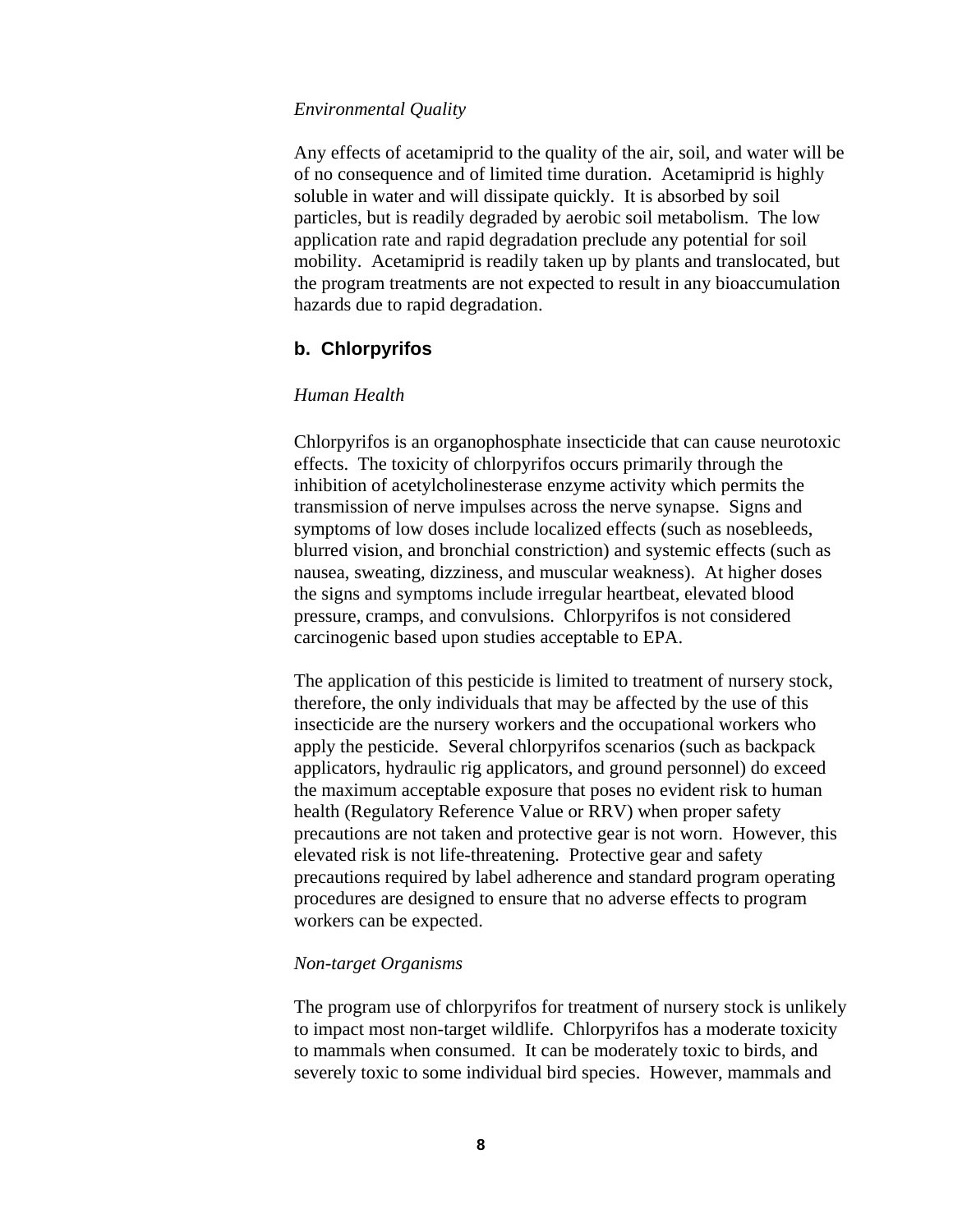*Environmental Quality*

Any effects of acetamiprid to the quality of the air, soil, and water will be of no consequence and of limited time duration. Acetamiprid is highly soluble in water and will dissipate quickly. It is absorbed by soil particles, but is readily degraded by aerobic soil metabolism. The low application rate and rapid degradation preclude any potential for soil mobility. Acetamiprid is readily taken up by plants and translocated, but the program treatments are not expected to result in any bioaccumulation hazards due to rapid degradation.

### b. Chlorpyrifos

*Human Health*

Chlorpyrifos is an organophosphate insecticide that can cause neurotoxic effects. The toxicity of chlorpyrifos occurs primarily through the inhibition of acetylcholinesterase enzyme activity which permits the transmission of nerve impulses across the nerve synapse. Signs and symptoms of low doses include localized effects (such as nosebleeds, blurred vision, and bronchial constriction) and systemic effects (such as nausea, sweating, dizziness, and muscular weakness). At higher doses the signs and symptoms include irregular heartbeat, elevated blood pressure, cramps, and convulsions. Chlorpyrifos is not considered carcinogenic based upon studies acceptable to EPA.

The application of this pesticide is limited to treatment of nursery stock, therefore, the only individuals that may be affected by the use of this insecticide are the nursery workers and the occupational workers who apply the pesticide. Several chlorpyrifos scenarios (such as backpack applicators, hydraulic rig applicators, and ground personnel) do exceed the maximum acceptable exposure that poses no evident risk to human health (Regulatory Reference Value or RRV) when proper safety precautions are not taken and protective gear is not worn. However, this elevated risk is not life-threatening. Protective gear and safety precautions required by label adherence and standard program operating procedures are designed to ensure that no adverse effects to program workers can be expected.

*Non-target Organisms*

The program use of chlorpyrifos for treatment of nursery stock is unlikely to impact most non-target wildlife. Chlorpyrifos has a moderate toxicity to mammals when consumed. It can be moderately toxic to birds, and severely toxic to some individual bird species. However, mammals and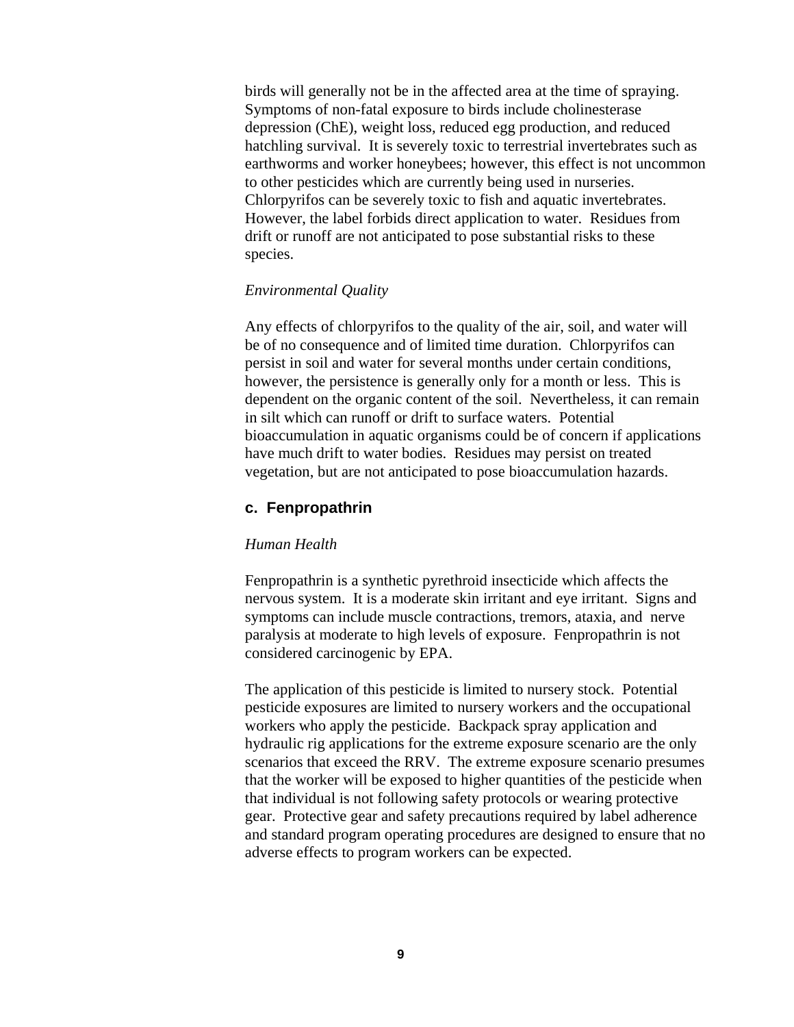birds will generally not be in the affected area at the time of spraying. Symptoms of non-fatal exposure to birds include cholinesterase depression (ChE), weight loss, reduced egg production, and reduced hatchling survival. It is severely toxic to terrestrial invertebrates such as earthworms and worker honeybees; however, this effect is not uncommon to other pesticides which are currently being used in nurseries. Chlorpyrifos can be severely toxic to fish and aquatic invertebrates. However, the label forbids direct application to water. Residues from drift or runoff are not anticipated to pose substantial risks to these species.

*Environmental Quality*

Any effects of chlorpyrifos to the quality of the air, soil, and water will be of no consequence and of limited time duration. Chlorpyrifos can persist in soil and water for several months under certain conditions, however, the persistence is generally only for a month or less. This is dependent on the organic content of the soil. Nevertheless, it can remain in silt which can runoff or drift to surface waters. Potential bioaccumulation in aquatic organisms could be of concern if applications have much drift to water bodies. Residues may persist on treated vegetation, but are not anticipated to pose bioaccumulation hazards.

### c. Fenpropathrin

*Human Health*

Fenpropathrin is a synthetic pyrethroid insecticide which affects the nervous system. It is a moderate skin irritant and eye irritant. Signs and symptoms can include muscle contractions, tremors, ataxia, and nerve paralysis at moderate to high levels of exposure. Fenpropathrin is not considered carcinogenic by EPA.

The application of this pesticide is limited to nursery stock. Potential pesticide exposures are limited to nursery workers and the occupational workers who apply the pesticide. Backpack spray application and hydraulic rig applications for the extreme exposure scenario are the only scenarios that exceed the RRV. The extreme exposure scenario presumes that the worker will be exposed to higher quantities of the pesticide when that individual is not following safety protocols or wearing protective gear. Protective gear and safety precautions required by label adherence and standard program operating procedures are designed to ensure that no adverse effects to program workers can be expected.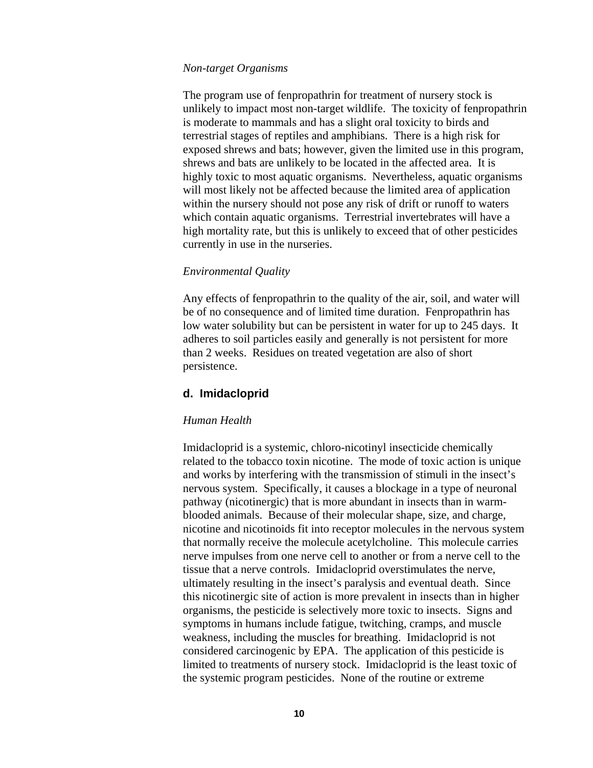*Non-target Organisms*

The program use of fenpropathrin for treatment of nursery stock is unlikely to impact most non-target wildlife. The toxicity of fenpropathrin is moderate to mammals and has a slight oral toxicity to birds and terrestrial stages of reptiles and amphibians. There is a high risk for exposed shrews and bats; however, given the limited use in this program, shrews and bats are unlikely to be located in the affected area. It is highly toxic to most aquatic organisms. Nevertheless, aquatic organisms will most likely not be affected because the limited area of application within the nursery should not pose any risk of drift or runoff to waters which contain aquatic organisms. Terrestrial invertebrates will have a high mortality rate, but this is unlikely to exceed that of other pesticides currently in use in the nurseries.

*Environmental Quality*

Any effects of fenpropathrin to the quality of the air, soil, and water will be of no consequence and of limited time duration. Fenpropathrin has low water solubility but can be persistent in water for up to 245 days. It adheres to soil particles easily and generally is not persistent for more than 2 weeks. Residues on treated vegetation are also of short persistence.

### d. Imidacloprid

*Human Health*

Imidacloprid is a systemic, chloro-nicotinyl insecticide chemically related to the tobacco toxin nicotine. The mode of toxic action is unique and works by interfering with the transmission of stimuli in the insect's nervous system. Specifically, it causes a blockage in a type of neuronal pathway (nicotinergic) that is more abundant in insects than in warm-blooded animals. Because of their molecular shape, size, and charge, nicotine and nicotinoids fit into receptor molecules in the nervous system that normally receive the molecule acetylcholine. This molecule carries nerve impulses from one nerve cell to another or from a nerve cell to the tissue that a nerve controls. Imidacloprid overstimulates the nerve, ultimately resulting in the insect's paralysis and eventual death. Since this nicotinergic site of action is more prevalent in insects than in higher organisms, the pesticide is selectively more toxic to insects. Signs and symptoms in humans include fatigue, twitching, cramps, and muscle weakness, including the muscles for breathing. Imidacloprid is not considered carcinogenic by EPA. The application of this pesticide is limited to treatments of nursery stock. Imidacloprid is the least toxic of the systemic program pesticides. None of the routine or extreme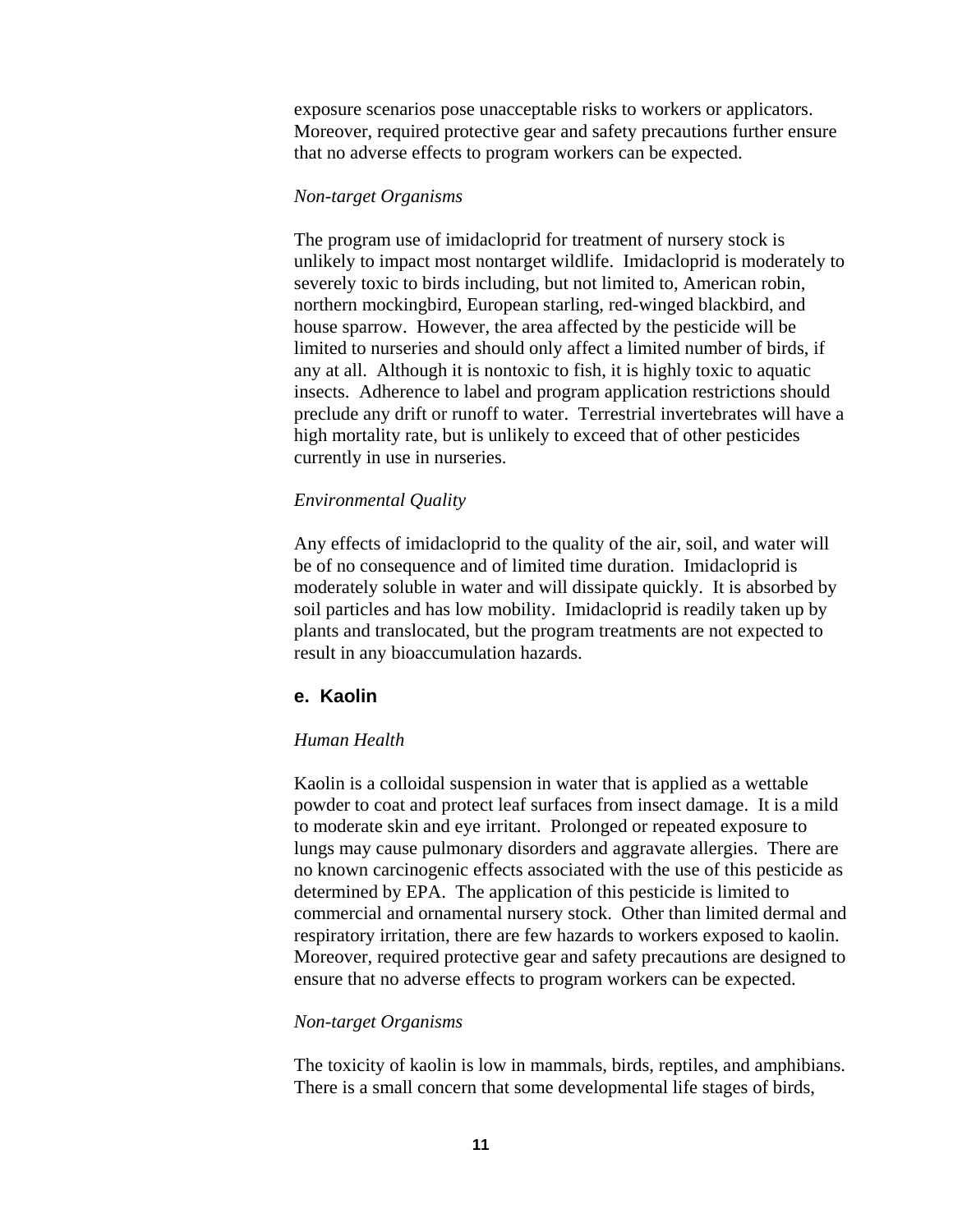exposure scenarios pose unacceptable risks to workers or applicators. Moreover, required protective gear and safety precautions further ensure that no adverse effects to program workers can be expected.

*Non-target Organisms*

The program use of imidacloprid for treatment of nursery stock is unlikely to impact most nontarget wildlife. Imidacloprid is moderately to severely toxic to birds including, but not limited to, American robin, northern mockingbird, European starling, red-winged blackbird, and house sparrow. However, the area affected by the pesticide will be limited to nurseries and should only affect a limited number of birds, if any at all. Although it is nontoxic to fish, it is highly toxic to aquatic insects. Adherence to label and program application restrictions should preclude any drift or runoff to water. Terrestrial invertebrates will have a high mortality rate, but is unlikely to exceed that of other pesticides currently in use in nurseries.

*Environmental Quality*

Any effects of imidacloprid to the quality of the air, soil, and water will be of no consequence and of limited time duration. Imidacloprid is moderately soluble in water and will dissipate quickly. It is absorbed by soil particles and has low mobility. Imidacloprid is readily taken up by plants and translocated, but the program treatments are not expected to result in any bioaccumulation hazards.

### e. Kaolin

*Human Health*

Kaolin is a colloidal suspension in water that is applied as a wettable powder to coat and protect leaf surfaces from insect damage. It is a mild to moderate skin and eye irritant. Prolonged or repeated exposure to lungs may cause pulmonary disorders and aggravate allergies. There are no known carcinogenic effects associated with the use of this pesticide as determined by EPA. The application of this pesticide is limited to commercial and ornamental nursery stock. Other than limited dermal and respiratory irritation, there are few hazards to workers exposed to kaolin. Moreover, required protective gear and safety precautions are designed to ensure that no adverse effects to program workers can be expected.

*Non-target Organisms*

The toxicity of kaolin is low in mammals, birds, reptiles, and amphibians. There is a small concern that some developmental life stages of birds,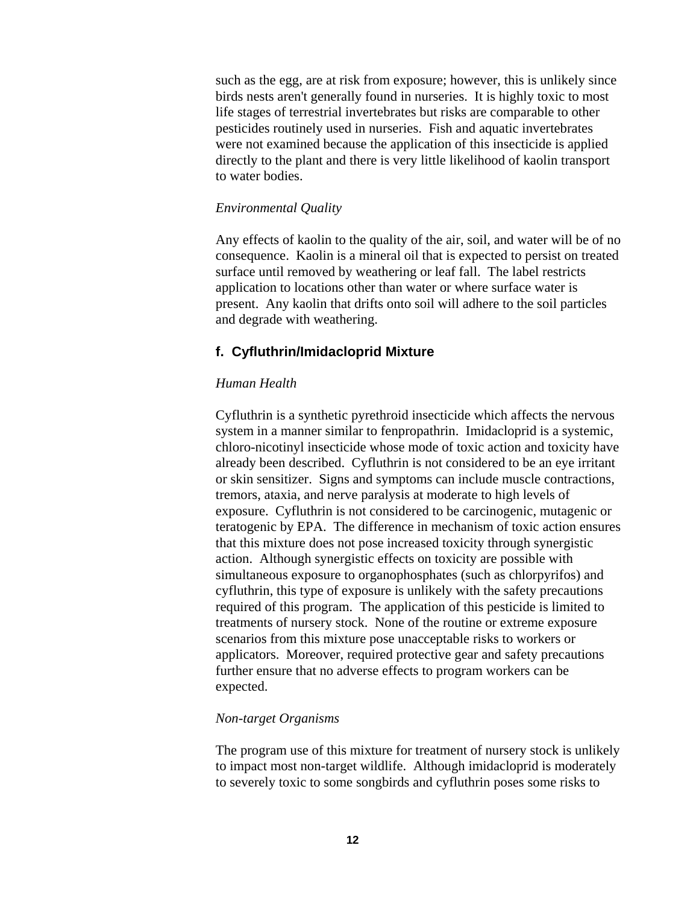such as the egg, are at risk from exposure; however, this is unlikely since birds nests aren't generally found in nurseries. It is highly toxic to most life stages of terrestrial invertebrates but risks are comparable to other pesticides routinely used in nurseries. Fish and aquatic invertebrates were not examined because the application of this insecticide is applied directly to the plant and there is very little likelihood of kaolin transport to water bodies.

*Environmental Quality*

Any effects of kaolin to the quality of the air, soil, and water will be of no consequence. Kaolin is a mineral oil that is expected to persist on treated surface until removed by weathering or leaf fall. The label restricts application to locations other than water or where surface water is present. Any kaolin that drifts onto soil will adhere to the soil particles and degrade with weathering.

### f. Cyfluthrin/Imidacloprid Mixture

*Human Health*

Cyfluthrin is a synthetic pyrethroid insecticide which affects the nervous system in a manner similar to fenpropathrin. Imidacloprid is a systemic, chloro-nicotinyl insecticide whose mode of toxic action and toxicity have already been described. Cyfluthrin is not considered to be an eye irritant or skin sensitizer. Signs and symptoms can include muscle contractions, tremors, ataxia, and nerve paralysis at moderate to high levels of exposure. Cyfluthrin is not considered to be carcinogenic, mutagenic or teratogenic by EPA. The difference in mechanism of toxic action ensures that this mixture does not pose increased toxicity through synergistic action. Although synergistic effects on toxicity are possible with simultaneous exposure to organophosphates (such as chlorpyrifos) and cyfluthrin, this type of exposure is unlikely with the safety precautions required of this program. The application of this pesticide is limited to treatments of nursery stock. None of the routine or extreme exposure scenarios from this mixture pose unacceptable risks to workers or applicators. Moreover, required protective gear and safety precautions further ensure that no adverse effects to program workers can be expected.

*Non-target Organisms*

The program use of this mixture for treatment of nursery stock is unlikely to impact most non-target wildlife. Although imidacloprid is moderately to severely toxic to some songbirds and cyfluthrin poses some risks to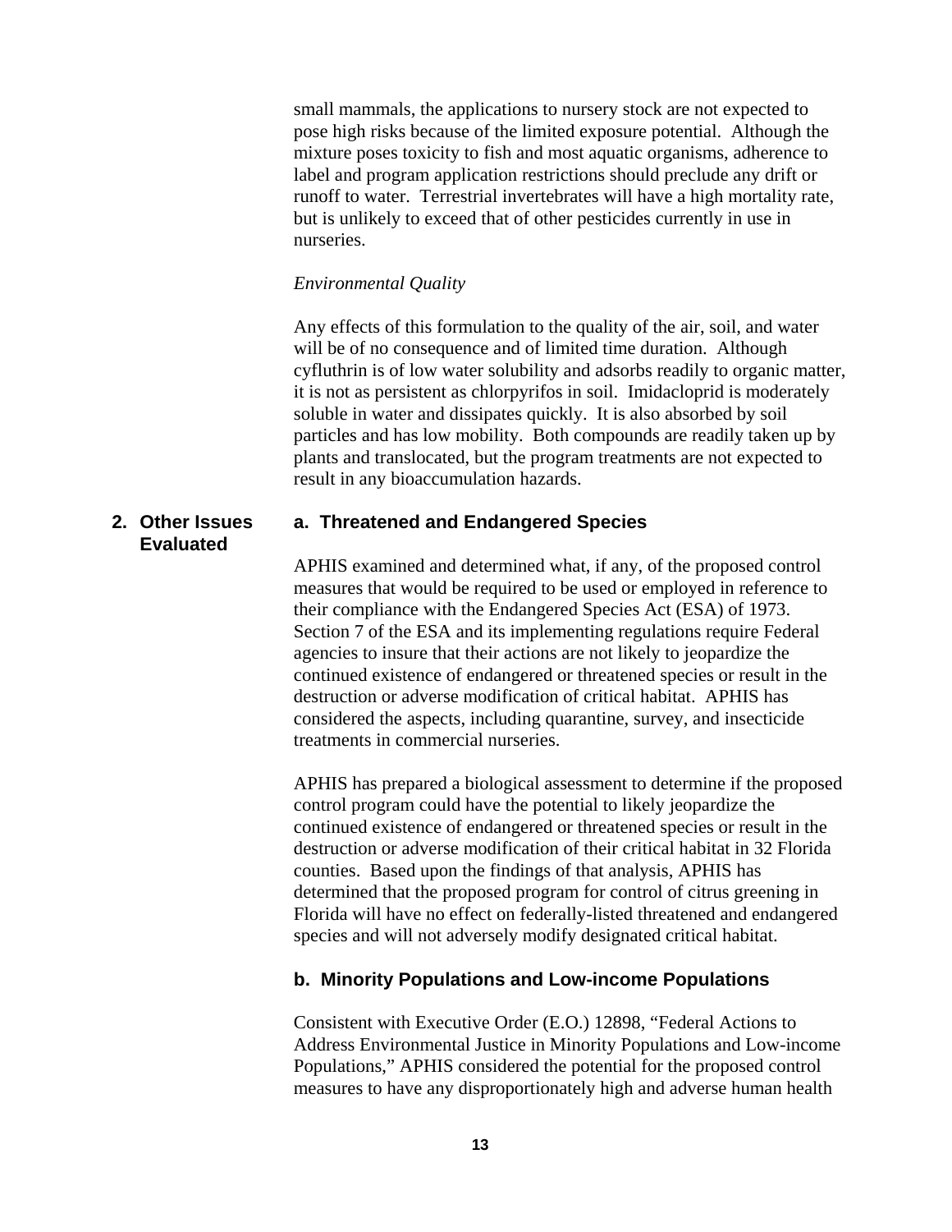small mammals, the applications to nursery stock are not expected to pose high risks because of the limited exposure potential. Although the mixture poses toxicity to fish and most aquatic organisms, adherence to label and program application restrictions should preclude any drift or runoff to water. Terrestrial invertebrates will have a high mortality rate, but is unlikely to exceed that of other pesticides currently in use in nurseries.

*Environmental Quality*

Any effects of this formulation to the quality of the air, soil, and water will be of no consequence and of limited time duration. Although cyfluthrin is of low water solubility and adsorbs readily to organic matter, it is not as persistent as chlorpyrifos in soil. Imidacloprid is moderately soluble in water and dissipates quickly. It is also absorbed by soil particles and has low mobility. Both compounds are readily taken up by plants and translocated, but the program treatments are not expected to result in any bioaccumulation hazards.

## 2. Other Issues Evaluated

### a. Threatened and Endangered Species

APHIS examined and determined what, if any, of the proposed control measures that would be required to be used or employed in reference to their compliance with the Endangered Species Act (ESA) of 1973. Section 7 of the ESA and its implementing regulations require Federal agencies to insure that their actions are not likely to jeopardize the continued existence of endangered or threatened species or result in the destruction or adverse modification of critical habitat. APHIS has considered the aspects, including quarantine, survey, and insecticide treatments in commercial nurseries.

APHIS has prepared a biological assessment to determine if the proposed control program could have the potential to likely jeopardize the continued existence of endangered or threatened species or result in the destruction or adverse modification of their critical habitat in 32 Florida counties. Based upon the findings of that analysis, APHIS has determined that the proposed program for control of citrus greening in Florida will have no effect on federally-listed threatened and endangered species and will not adversely modify designated critical habitat.

### b. Minority Populations and Low-income Populations

Consistent with Executive Order (E.O.) 12898, “Federal Actions to Address Environmental Justice in Minority Populations and Low-income Populations,” APHIS considered the potential for the proposed control measures to have any disproportionately high and adverse human health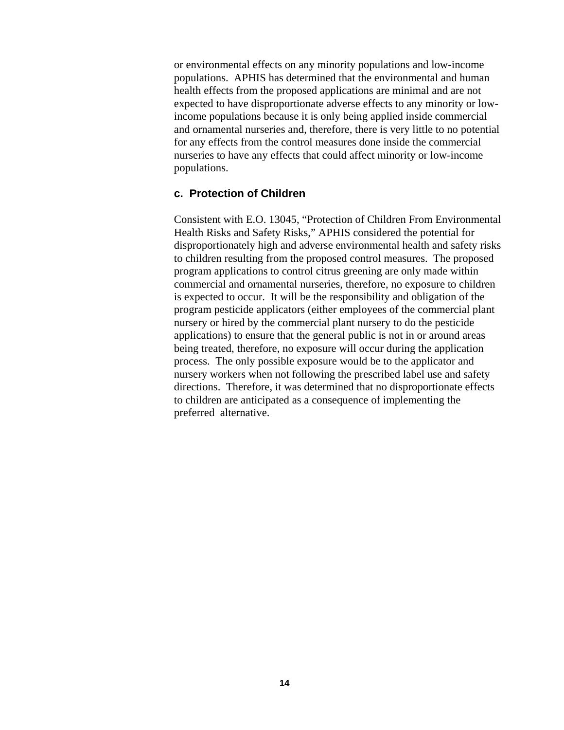or environmental effects on any minority populations and low-income populations. APHIS has determined that the environmental and human health effects from the proposed applications are minimal and are not expected to have disproportionate adverse effects to any minority or low-income populations because it is only being applied inside commercial and ornamental nurseries and, therefore, there is very little to no potential for any effects from the control measures done inside the commercial nurseries to have any effects that could affect minority or low-income populations.

### c. Protection of Children

Consistent with E.O. 13045, "Protection of Children From Environmental Health Risks and Safety Risks," APHIS considered the potential for disproportionately high and adverse environmental health and safety risks to children resulting from the proposed control measures. The proposed program applications to control citrus greening are only made within commercial and ornamental nurseries, therefore, no exposure to children is expected to occur. It will be the responsibility and obligation of the program pesticide applicators (either employees of the commercial plant nursery or hired by the commercial plant nursery to do the pesticide applications) to ensure that the general public is not in or around areas being treated, therefore, no exposure will occur during the application process. The only possible exposure would be to the applicator and nursery workers when not following the prescribed label use and safety directions. Therefore, it was determined that no disproportionate effects to children are anticipated as a consequence of implementing the preferred alternative.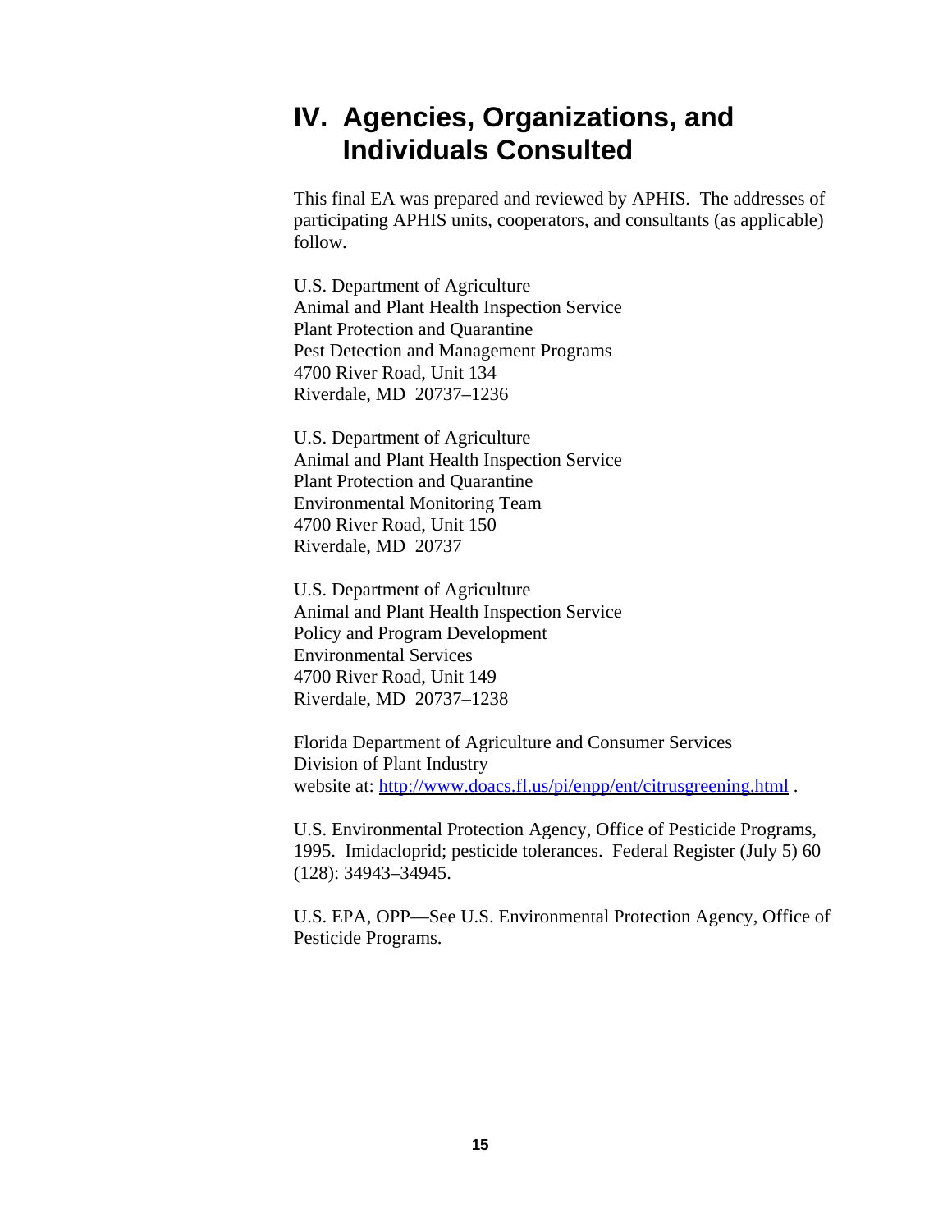# IV. Agencies, Organizations, and Individuals Consulted

This final EA was prepared and reviewed by APHIS. The addresses of participating APHIS units, cooperators, and consultants (as applicable) follow.

U.S. Department of Agriculture  
Animal and Plant Health Inspection Service  
Plant Protection and Quarantine  
Pest Detection and Management Programs  
4700 River Road, Unit 134  
Riverdale, MD 20737–1236

U.S. Department of Agriculture  
Animal and Plant Health Inspection Service  
Plant Protection and Quarantine  
Environmental Monitoring Team  
4700 River Road, Unit 150  
Riverdale, MD 20737

U.S. Department of Agriculture  
Animal and Plant Health Inspection Service  
Policy and Program Development  
Environmental Services  
4700 River Road, Unit 149  
Riverdale, MD 20737–1238

Florida Department of Agriculture and Consumer Services  
Division of Plant Industry  
website at: http://www.doacs.fl.us/pi/enpp/ent/citrusgreening.html .

U.S. Environmental Protection Agency, Office of Pesticide Programs, 1995. Imidacloprid; pesticide tolerances. Federal Register (July 5) 60 (128): 34943–34945.

U.S. EPA, OPP—See U.S. Environmental Protection Agency, Office of Pesticide Programs.